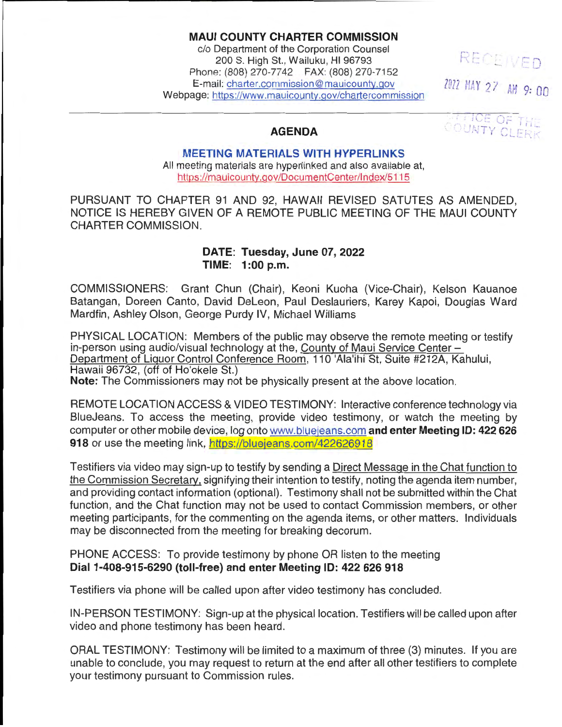**MAUI COUNTY CHARTER COMMISSION**
c/o Department of the Corporation Counsel
200 S. High St., Wailuku, HI 96793
Phone: (808) 270-7742 FAX: (808) 270-7152
E-mail: charter.commission@mauicounty.gov
Webpage: https://www.mauicounty.gov/chartercommission

RECEIVED
2022 MAY 27 AM 9:00
OFFICE OF THE COUNTY CLERK

## AGENDA

### MEETING MATERIALS WITH HYPERLINKS

All meeting materials are hyperlinked and also available at, https://mauicounty.gov/DocumentCenter/Index/5115

PURSUANT TO CHAPTER 91 AND 92, HAWAII REVISED SATUTES AS AMENDED, NOTICE IS HEREBY GIVEN OF A REMOTE PUBLIC MEETING OF THE MAUI COUNTY CHARTER COMMISSION.

**DATE: Tuesday, June 07, 2022**
**TIME: 1:00 p.m.**

COMMISSIONERS: Grant Chun (Chair), Keoni Kuoha (Vice-Chair), Kelson Kauanoe Batangan, Doreen Canto, David DeLeon, Paul Deslauriers, Karey Kapoi, Douglas Ward Mardfin, Ashley Olson, George Purdy IV, Michael Williams

PHYSICAL LOCATION: Members of the public may observe the remote meeting or testify in-person using audio/visual technology at the, County of Maui Service Center – Department of Liquor Control Conference Room, 110 'Ala'ihi St, Suite #212A, Kahului, Hawaii 96732, (off of Ho'okele St.)
**Note:** The Commissioners may not be physically present at the above location.

REMOTE LOCATION ACCESS & VIDEO TESTIMONY: Interactive conference technology via BlueJeans. To access the meeting, provide video testimony, or watch the meeting by computer or other mobile device, log onto www.bluejeans.com **and enter Meeting ID: 422 626 918** or use the meeting link, https://bluejeans.com/422626918

Testifiers via video may sign-up to testify by sending a Direct Message in the Chat function to the Commission Secretary, signifying their intention to testify, noting the agenda item number, and providing contact information (optional). Testimony shall not be submitted within the Chat function, and the Chat function may not be used to contact Commission members, or other meeting participants, for the commenting on the agenda items, or other matters. Individuals may be disconnected from the meeting for breaking decorum.

PHONE ACCESS: To provide testimony by phone OR listen to the meeting
**Dial 1-408-915-6290 (toll-free) and enter Meeting ID: 422 626 918**

Testifiers via phone will be called upon after video testimony has concluded.

IN-PERSON TESTIMONY: Sign-up at the physical location. Testifiers will be called upon after video and phone testimony has been heard.

ORAL TESTIMONY: Testimony will be limited to a maximum of three (3) minutes. If you are unable to conclude, you may request to return at the end after all other testifiers to complete your testimony pursuant to Commission rules.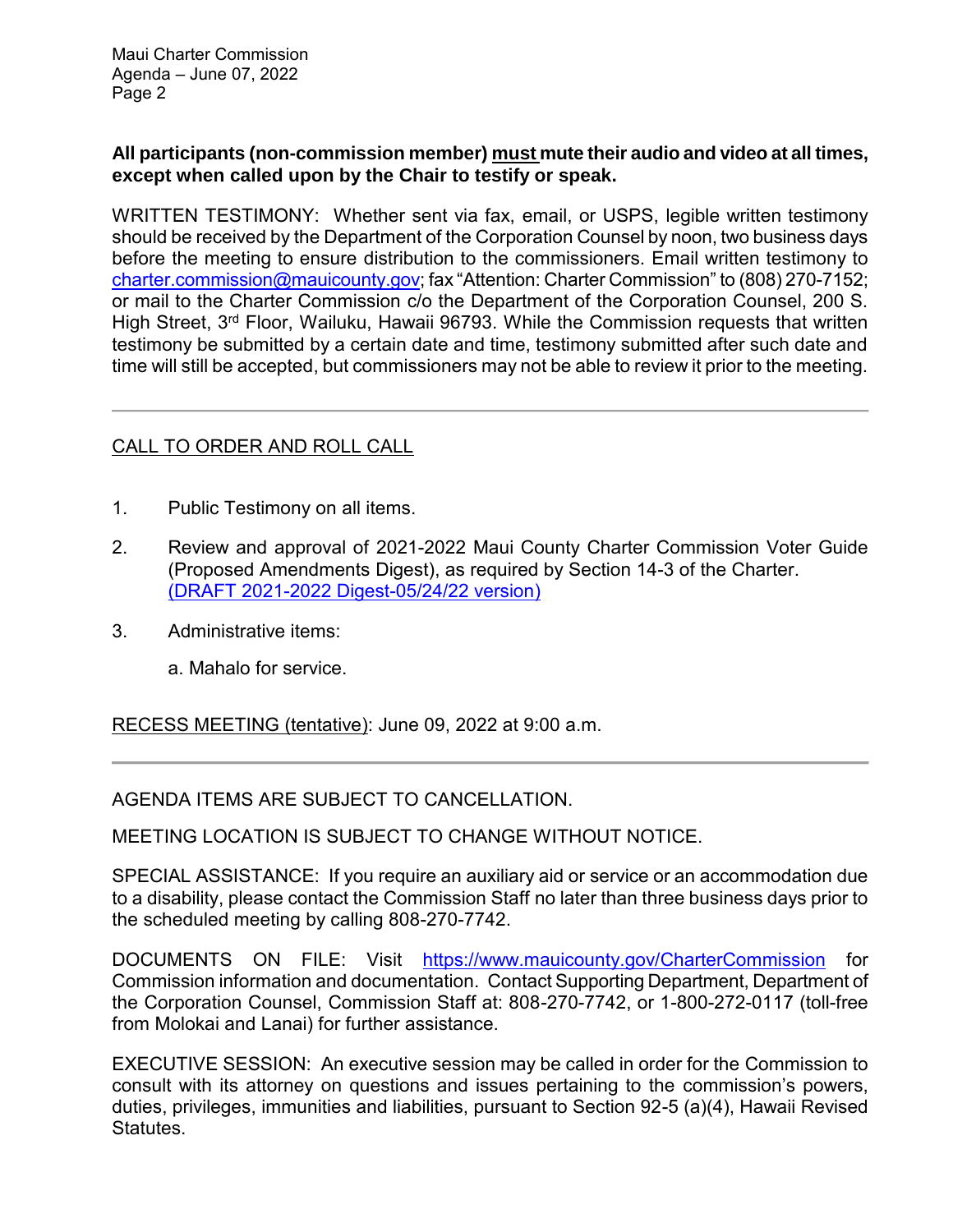**All participants (non-commission member) must mute their audio and video at all times, except when called upon by the Chair to testify or speak.**

WRITTEN TESTIMONY: Whether sent via fax, email, or USPS, legible written testimony should be received by the Department of the Corporation Counsel by noon, two business days before the meeting to ensure distribution to the commissioners. Email written testimony to charter.commission@mauicounty.gov; fax "Attention: Charter Commission" to (808) 270-7152; or mail to the Charter Commission c/o the Department of the Corporation Counsel, 200 S. High Street, 3rd Floor, Wailuku, Hawaii 96793. While the Commission requests that written testimony be submitted by a certain date and time, testimony submitted after such date and time will still be accepted, but commissioners may not be able to review it prior to the meeting.

---

CALL TO ORDER AND ROLL CALL

1. Public Testimony on all items.

2. Review and approval of 2021-2022 Maui County Charter Commission Voter Guide (Proposed Amendments Digest), as required by Section 14-3 of the Charter. (DRAFT 2021-2022 Digest-05/24/22 version)

3. Administrative items:

   a. Mahalo for service.

RECESS MEETING (tentative): June 09, 2022 at 9:00 a.m.

---

AGENDA ITEMS ARE SUBJECT TO CANCELLATION.

MEETING LOCATION IS SUBJECT TO CHANGE WITHOUT NOTICE.

SPECIAL ASSISTANCE: If you require an auxiliary aid or service or an accommodation due to a disability, please contact the Commission Staff no later than three business days prior to the scheduled meeting by calling 808-270-7742.

DOCUMENTS ON FILE: Visit https://www.mauicounty.gov/CharterCommission for Commission information and documentation. Contact Supporting Department, Department of the Corporation Counsel, Commission Staff at: 808-270-7742, or 1-800-272-0117 (toll-free from Molokai and Lanai) for further assistance.

EXECUTIVE SESSION: An executive session may be called in order for the Commission to consult with its attorney on questions and issues pertaining to the commission's powers, duties, privileges, immunities and liabilities, pursuant to Section 92-5 (a)(4), Hawaii Revised Statutes.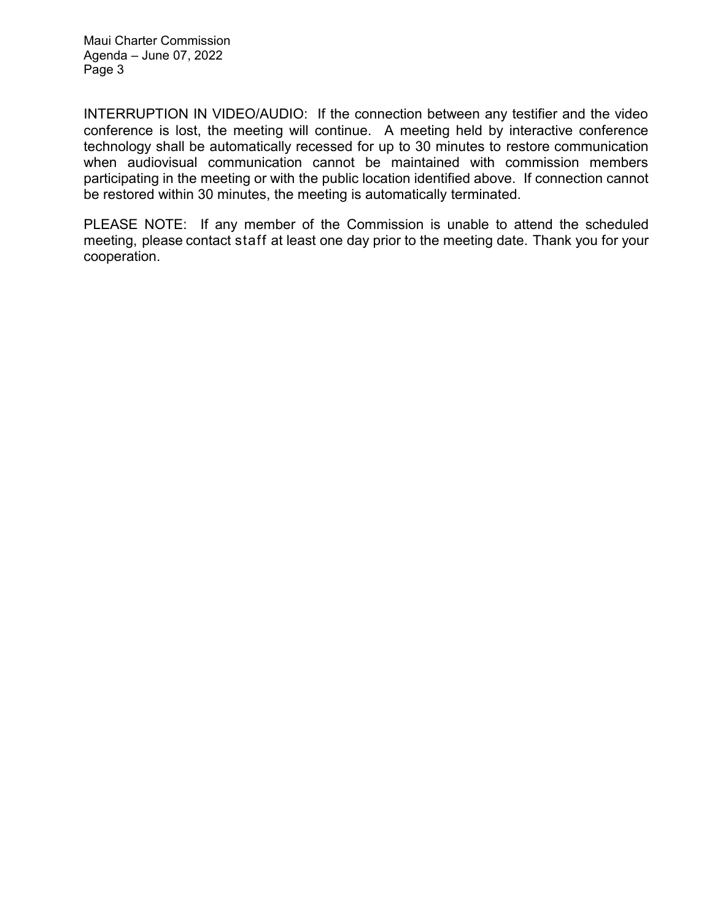INTERRUPTION IN VIDEO/AUDIO: If the connection between any testifier and the video conference is lost, the meeting will continue. A meeting held by interactive conference technology shall be automatically recessed for up to 30 minutes to restore communication when audiovisual communication cannot be maintained with commission members participating in the meeting or with the public location identified above. If connection cannot be restored within 30 minutes, the meeting is automatically terminated.

PLEASE NOTE: If any member of the Commission is unable to attend the scheduled meeting, please contact staff at least one day prior to the meeting date. Thank you for your cooperation.